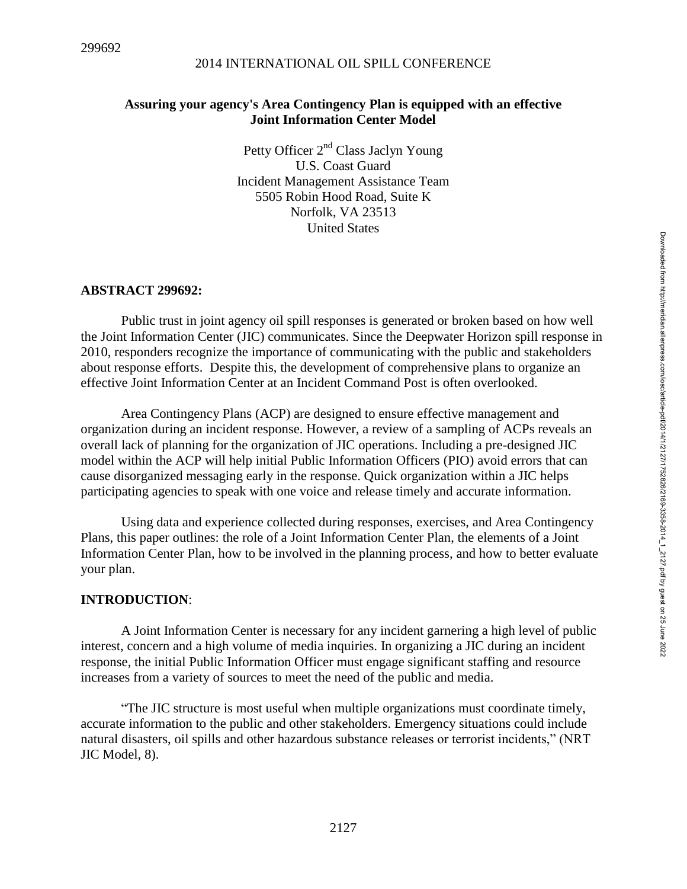299692

2014 INTERNATIONAL OIL SPILL CONFERENCE

# Assuring your agency's Area Contingency Plan is equipped with an effective Joint Information Center Model

Petty Officer 2nd Class Jaclyn Young
U.S. Coast Guard
Incident Management Assistance Team
5505 Robin Hood Road, Suite K
Norfolk, VA 23513
United States

## ABSTRACT 299692:

Public trust in joint agency oil spill responses is generated or broken based on how well the Joint Information Center (JIC) communicates. Since the Deepwater Horizon spill response in 2010, responders recognize the importance of communicating with the public and stakeholders about response efforts. Despite this, the development of comprehensive plans to organize an effective Joint Information Center at an Incident Command Post is often overlooked.

Area Contingency Plans (ACP) are designed to ensure effective management and organization during an incident response. However, a review of a sampling of ACPs reveals an overall lack of planning for the organization of JIC operations. Including a pre-designed JIC model within the ACP will help initial Public Information Officers (PIO) avoid errors that can cause disorganized messaging early in the response. Quick organization within a JIC helps participating agencies to speak with one voice and release timely and accurate information.

Using data and experience collected during responses, exercises, and Area Contingency Plans, this paper outlines: the role of a Joint Information Center Plan, the elements of a Joint Information Center Plan, how to be involved in the planning process, and how to better evaluate your plan.

## INTRODUCTION:

A Joint Information Center is necessary for any incident garnering a high level of public interest, concern and a high volume of media inquiries. In organizing a JIC during an incident response, the initial Public Information Officer must engage significant staffing and resource increases from a variety of sources to meet the need of the public and media.

"The JIC structure is most useful when multiple organizations must coordinate timely, accurate information to the public and other stakeholders. Emergency situations could include natural disasters, oil spills and other hazardous substance releases or terrorist incidents," (NRT JIC Model, 8).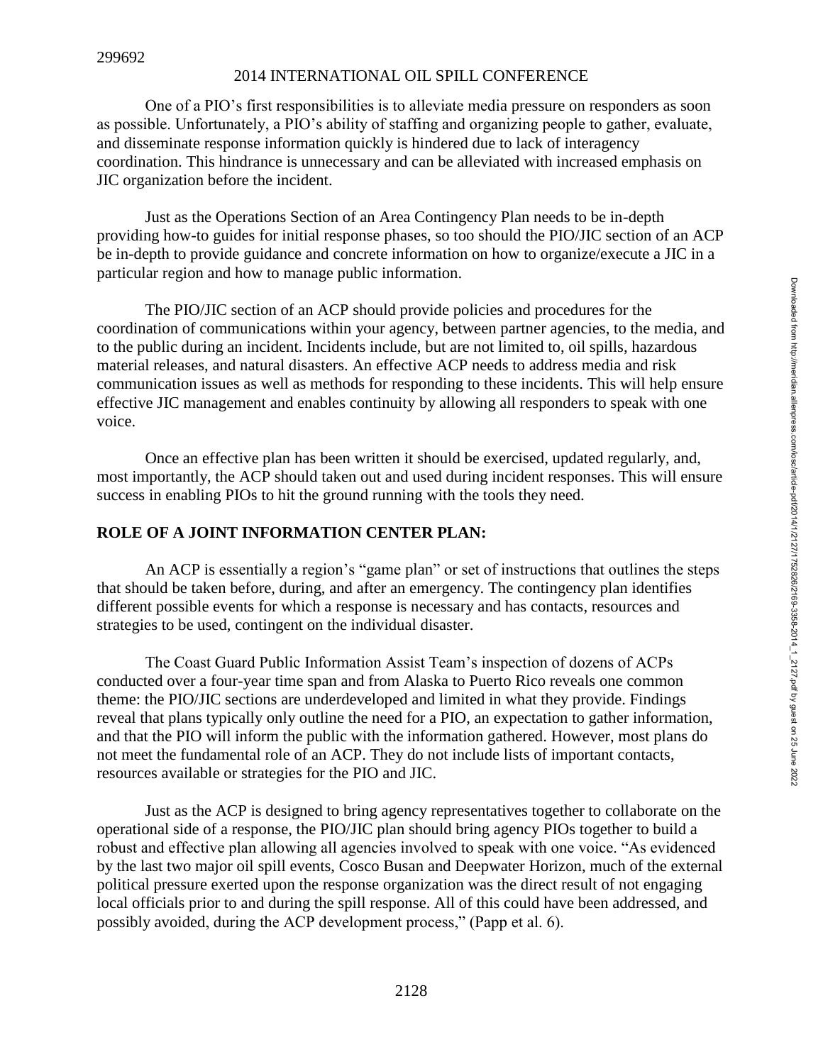One of a PIO's first responsibilities is to alleviate media pressure on responders as soon as possible. Unfortunately, a PIO's ability of staffing and organizing people to gather, evaluate, and disseminate response information quickly is hindered due to lack of interagency coordination. This hindrance is unnecessary and can be alleviated with increased emphasis on JIC organization before the incident.

Just as the Operations Section of an Area Contingency Plan needs to be in-depth providing how-to guides for initial response phases, so too should the PIO/JIC section of an ACP be in-depth to provide guidance and concrete information on how to organize/execute a JIC in a particular region and how to manage public information.

The PIO/JIC section of an ACP should provide policies and procedures for the coordination of communications within your agency, between partner agencies, to the media, and to the public during an incident. Incidents include, but are not limited to, oil spills, hazardous material releases, and natural disasters. An effective ACP needs to address media and risk communication issues as well as methods for responding to these incidents. This will help ensure effective JIC management and enables continuity by allowing all responders to speak with one voice.

Once an effective plan has been written it should be exercised, updated regularly, and, most importantly, the ACP should taken out and used during incident responses. This will ensure success in enabling PIOs to hit the ground running with the tools they need.

## ROLE OF A JOINT INFORMATION CENTER PLAN:

An ACP is essentially a region's "game plan" or set of instructions that outlines the steps that should be taken before, during, and after an emergency. The contingency plan identifies different possible events for which a response is necessary and has contacts, resources and strategies to be used, contingent on the individual disaster.

The Coast Guard Public Information Assist Team's inspection of dozens of ACPs conducted over a four-year time span and from Alaska to Puerto Rico reveals one common theme: the PIO/JIC sections are underdeveloped and limited in what they provide. Findings reveal that plans typically only outline the need for a PIO, an expectation to gather information, and that the PIO will inform the public with the information gathered. However, most plans do not meet the fundamental role of an ACP. They do not include lists of important contacts, resources available or strategies for the PIO and JIC.

Just as the ACP is designed to bring agency representatives together to collaborate on the operational side of a response, the PIO/JIC plan should bring agency PIOs together to build a robust and effective plan allowing all agencies involved to speak with one voice. "As evidenced by the last two major oil spill events, Cosco Busan and Deepwater Horizon, much of the external political pressure exerted upon the response organization was the direct result of not engaging local officials prior to and during the spill response. All of this could have been addressed, and possibly avoided, during the ACP development process," (Papp et al. 6).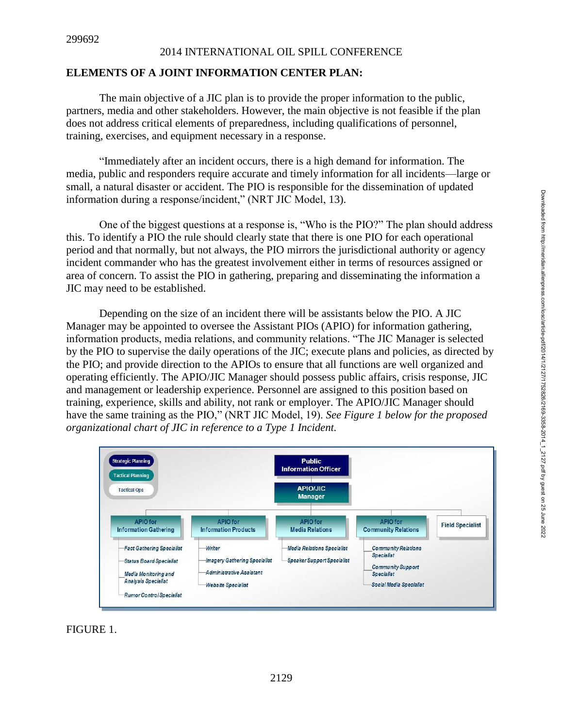## ELEMENTS OF A JOINT INFORMATION CENTER PLAN:

The main objective of a JIC plan is to provide the proper information to the public, partners, media and other stakeholders. However, the main objective is not feasible if the plan does not address critical elements of preparedness, including qualifications of personnel, training, exercises, and equipment necessary in a response.

"Immediately after an incident occurs, there is a high demand for information. The media, public and responders require accurate and timely information for all incidents—large or small, a natural disaster or accident. The PIO is responsible for the dissemination of updated information during a response/incident," (NRT JIC Model, 13).

One of the biggest questions at a response is, "Who is the PIO?" The plan should address this. To identify a PIO the rule should clearly state that there is one PIO for each operational period and that normally, but not always, the PIO mirrors the jurisdictional authority or agency incident commander who has the greatest involvement either in terms of resources assigned or area of concern. To assist the PIO in gathering, preparing and disseminating the information a JIC may need to be established.

Depending on the size of an incident there will be assistants below the PIO. A JIC Manager may be appointed to oversee the Assistant PIOs (APIO) for information gathering, information products, media relations, and community relations. "The JIC Manager is selected by the PIO to supervise the daily operations of the JIC; execute plans and policies, as directed by the PIO; and provide direction to the APIOs to ensure that all functions are well organized and operating efficiently. The APIO/JIC Manager should possess public affairs, crisis response, JIC and management or leadership experience. Personnel are assigned to this position based on training, experience, skills and ability, not rank or employer. The APIO/JIC Manager should have the same training as the PIO," (NRT JIC Model, 19). *See Figure 1 below for the proposed organizational chart of JIC in reference to a Type 1 Incident.*

Strategic Planning
Tactical Planning
Tactical Ops

Public Information Officer

APIO/JIC Manager

- APIO for Information Gathering
  - Fact Gathering Specialist
  - Status Board Specialist
  - Media Monitoring and Analysis Specialist
  - Rumor Control Specialist
- APIO for Information Products
  - Writer
  - Imagery Gathering Specialist
  - Administrative Assistant
  - Website Specialist
- APIO for Media Relations
  - Media Relations Specialist
  - Speaker Support Specialist
- APIO for Community Relations
  - Community Relations Specialist
  - Community Support Specialist
  - Social Media Specialist
- Field Specialist

FIGURE 1.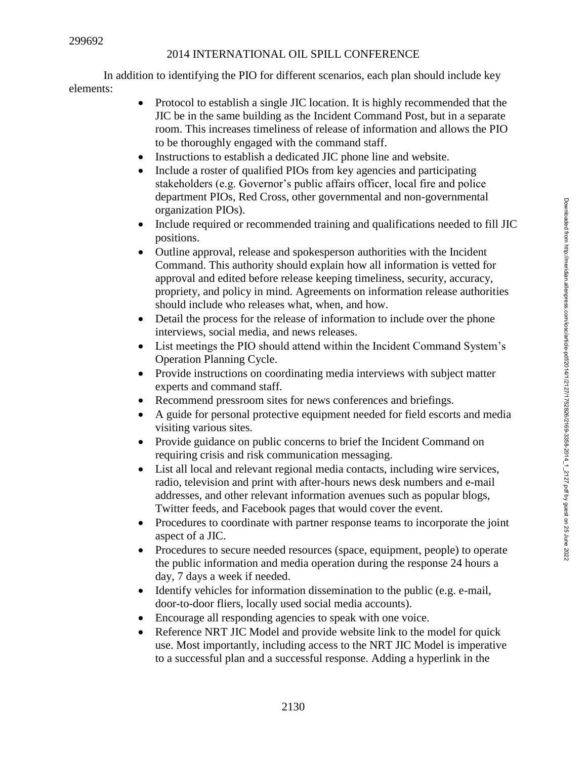In addition to identifying the PIO for different scenarios, each plan should include key elements:

- Protocol to establish a single JIC location. It is highly recommended that the JIC be in the same building as the Incident Command Post, but in a separate room. This increases timeliness of release of information and allows the PIO to be thoroughly engaged with the command staff.
- Instructions to establish a dedicated JIC phone line and website.
- Include a roster of qualified PIOs from key agencies and participating stakeholders (e.g. Governor's public affairs officer, local fire and police department PIOs, Red Cross, other governmental and non-governmental organization PIOs).
- Include required or recommended training and qualifications needed to fill JIC positions.
- Outline approval, release and spokesperson authorities with the Incident Command. This authority should explain how all information is vetted for approval and edited before release keeping timeliness, security, accuracy, propriety, and policy in mind. Agreements on information release authorities should include who releases what, when, and how.
- Detail the process for the release of information to include over the phone interviews, social media, and news releases.
- List meetings the PIO should attend within the Incident Command System's Operation Planning Cycle.
- Provide instructions on coordinating media interviews with subject matter experts and command staff.
- Recommend pressroom sites for news conferences and briefings.
- A guide for personal protective equipment needed for field escorts and media visiting various sites.
- Provide guidance on public concerns to brief the Incident Command on requiring crisis and risk communication messaging.
- List all local and relevant regional media contacts, including wire services, radio, television and print with after-hours news desk numbers and e-mail addresses, and other relevant information avenues such as popular blogs, Twitter feeds, and Facebook pages that would cover the event.
- Procedures to coordinate with partner response teams to incorporate the joint aspect of a JIC.
- Procedures to secure needed resources (space, equipment, people) to operate the public information and media operation during the response 24 hours a day, 7 days a week if needed.
- Identify vehicles for information dissemination to the public (e.g. e-mail, door-to-door fliers, locally used social media accounts).
- Encourage all responding agencies to speak with one voice.
- Reference NRT JIC Model and provide website link to the model for quick use. Most importantly, including access to the NRT JIC Model is imperative to a successful plan and a successful response. Adding a hyperlink in the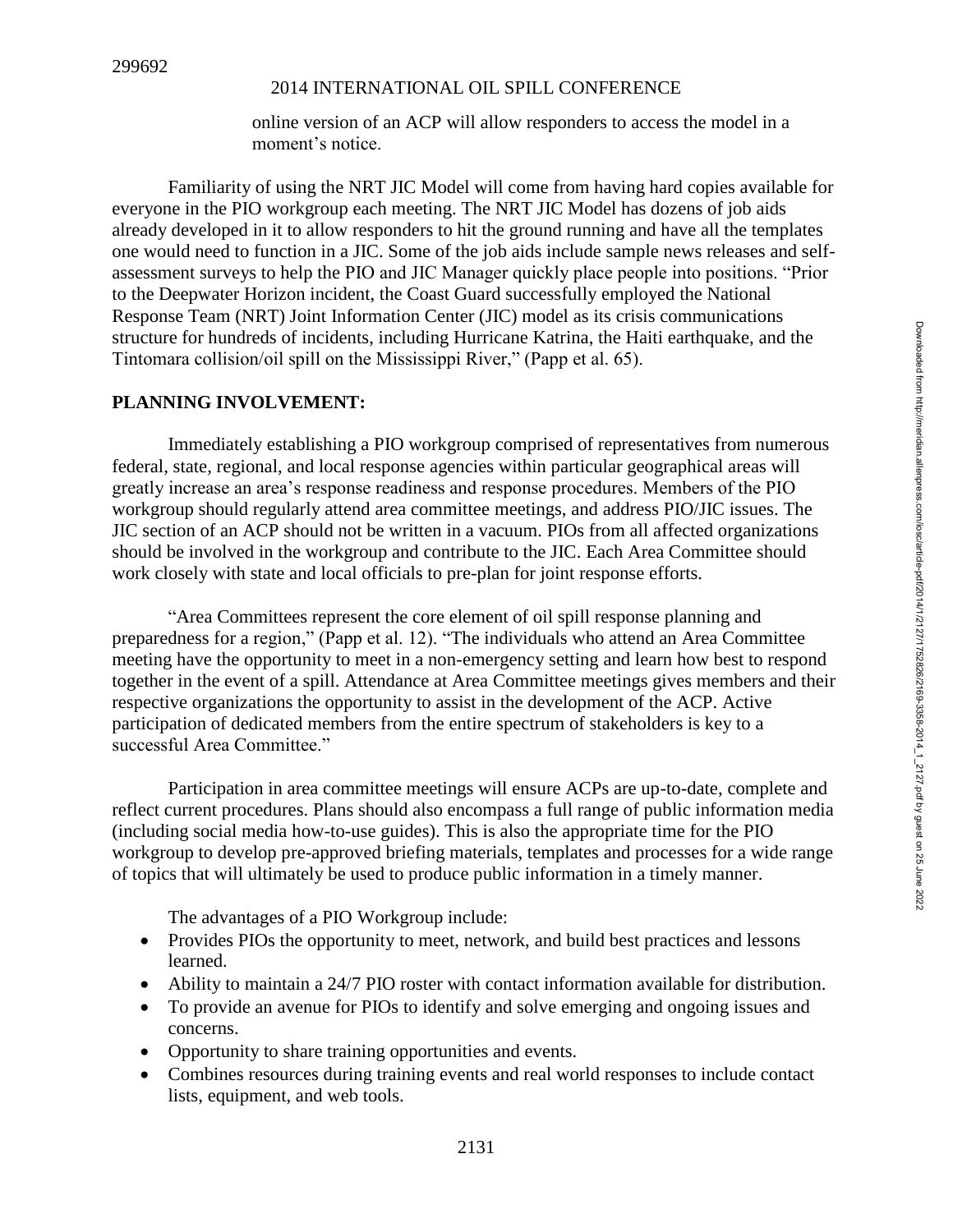online version of an ACP will allow responders to access the model in a moment's notice.

Familiarity of using the NRT JIC Model will come from having hard copies available for everyone in the PIO workgroup each meeting. The NRT JIC Model has dozens of job aids already developed in it to allow responders to hit the ground running and have all the templates one would need to function in a JIC. Some of the job aids include sample news releases and self-assessment surveys to help the PIO and JIC Manager quickly place people into positions. "Prior to the Deepwater Horizon incident, the Coast Guard successfully employed the National Response Team (NRT) Joint Information Center (JIC) model as its crisis communications structure for hundreds of incidents, including Hurricane Katrina, the Haiti earthquake, and the Tintomara collision/oil spill on the Mississippi River," (Papp et al. 65).

## PLANNING INVOLVEMENT:

Immediately establishing a PIO workgroup comprised of representatives from numerous federal, state, regional, and local response agencies within particular geographical areas will greatly increase an area's response readiness and response procedures. Members of the PIO workgroup should regularly attend area committee meetings, and address PIO/JIC issues. The JIC section of an ACP should not be written in a vacuum. PIOs from all affected organizations should be involved in the workgroup and contribute to the JIC. Each Area Committee should work closely with state and local officials to pre-plan for joint response efforts.

"Area Committees represent the core element of oil spill response planning and preparedness for a region," (Papp et al. 12). "The individuals who attend an Area Committee meeting have the opportunity to meet in a non-emergency setting and learn how best to respond together in the event of a spill. Attendance at Area Committee meetings gives members and their respective organizations the opportunity to assist in the development of the ACP. Active participation of dedicated members from the entire spectrum of stakeholders is key to a successful Area Committee."

Participation in area committee meetings will ensure ACPs are up-to-date, complete and reflect current procedures. Plans should also encompass a full range of public information media (including social media how-to-use guides). This is also the appropriate time for the PIO workgroup to develop pre-approved briefing materials, templates and processes for a wide range of topics that will ultimately be used to produce public information in a timely manner.

The advantages of a PIO Workgroup include:

- Provides PIOs the opportunity to meet, network, and build best practices and lessons learned.
- Ability to maintain a 24/7 PIO roster with contact information available for distribution.
- To provide an avenue for PIOs to identify and solve emerging and ongoing issues and concerns.
- Opportunity to share training opportunities and events.
- Combines resources during training events and real world responses to include contact lists, equipment, and web tools.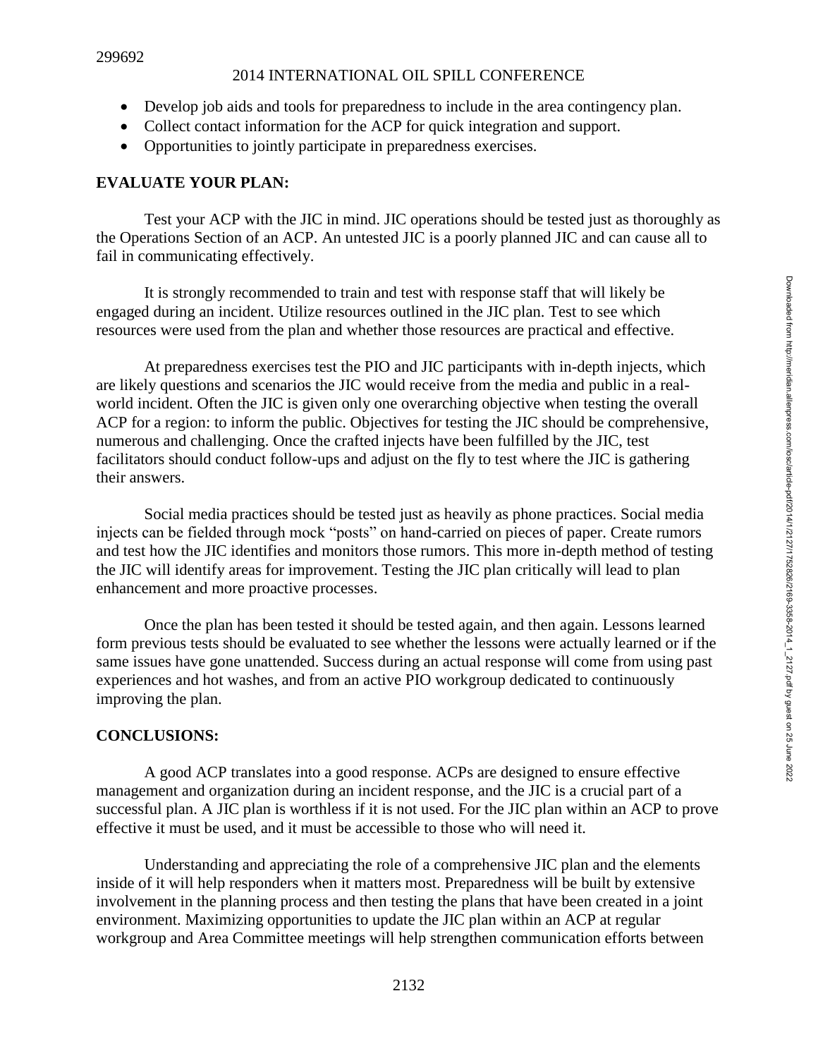- Develop job aids and tools for preparedness to include in the area contingency plan.
- Collect contact information for the ACP for quick integration and support.
- Opportunities to jointly participate in preparedness exercises.

## EVALUATE YOUR PLAN:

Test your ACP with the JIC in mind. JIC operations should be tested just as thoroughly as the Operations Section of an ACP. An untested JIC is a poorly planned JIC and can cause all to fail in communicating effectively.

It is strongly recommended to train and test with response staff that will likely be engaged during an incident. Utilize resources outlined in the JIC plan. Test to see which resources were used from the plan and whether those resources are practical and effective.

At preparedness exercises test the PIO and JIC participants with in-depth injects, which are likely questions and scenarios the JIC would receive from the media and public in a real-world incident. Often the JIC is given only one overarching objective when testing the overall ACP for a region: to inform the public. Objectives for testing the JIC should be comprehensive, numerous and challenging. Once the crafted injects have been fulfilled by the JIC, test facilitators should conduct follow-ups and adjust on the fly to test where the JIC is gathering their answers.

Social media practices should be tested just as heavily as phone practices. Social media injects can be fielded through mock "posts" on hand-carried on pieces of paper. Create rumors and test how the JIC identifies and monitors those rumors. This more in-depth method of testing the JIC will identify areas for improvement. Testing the JIC plan critically will lead to plan enhancement and more proactive processes.

Once the plan has been tested it should be tested again, and then again. Lessons learned form previous tests should be evaluated to see whether the lessons were actually learned or if the same issues have gone unattended. Success during an actual response will come from using past experiences and hot washes, and from an active PIO workgroup dedicated to continuously improving the plan.

## CONCLUSIONS:

A good ACP translates into a good response. ACPs are designed to ensure effective management and organization during an incident response, and the JIC is a crucial part of a successful plan. A JIC plan is worthless if it is not used. For the JIC plan within an ACP to prove effective it must be used, and it must be accessible to those who will need it.

Understanding and appreciating the role of a comprehensive JIC plan and the elements inside of it will help responders when it matters most. Preparedness will be built by extensive involvement in the planning process and then testing the plans that have been created in a joint environment. Maximizing opportunities to update the JIC plan within an ACP at regular workgroup and Area Committee meetings will help strengthen communication efforts between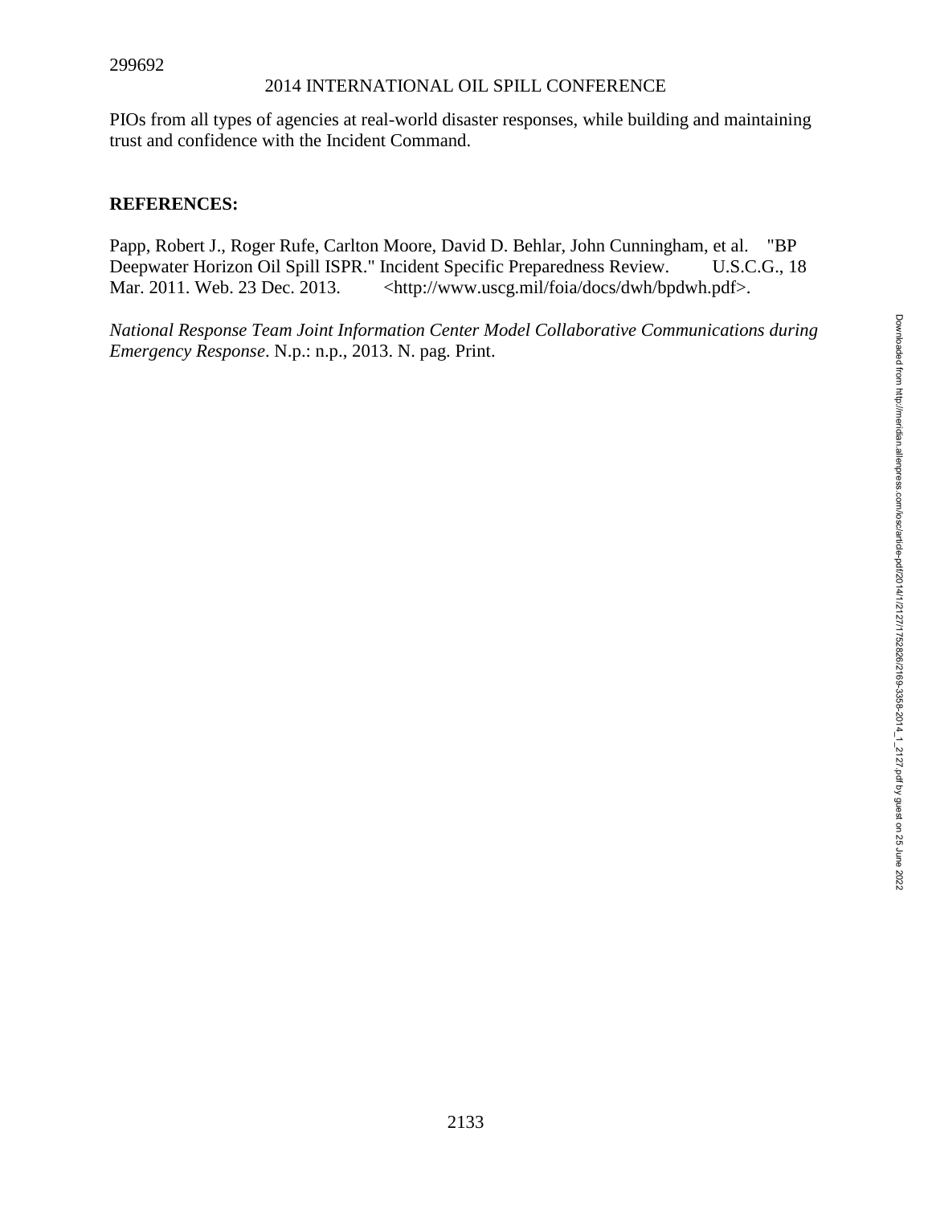PIOs from all types of agencies at real-world disaster responses, while building and maintaining trust and confidence with the Incident Command.

**REFERENCES:**

Papp, Robert J., Roger Rufe, Carlton Moore, David D. Behlar, John Cunningham, et al. "BP Deepwater Horizon Oil Spill ISPR." Incident Specific Preparedness Review. U.S.C.G., 18 Mar. 2011. Web. 23 Dec. 2013. <http://www.uscg.mil/foia/docs/dwh/bpdwh.pdf>.

*National Response Team Joint Information Center Model Collaborative Communications during Emergency Response*. N.p.: n.p., 2013. N. pag. Print.